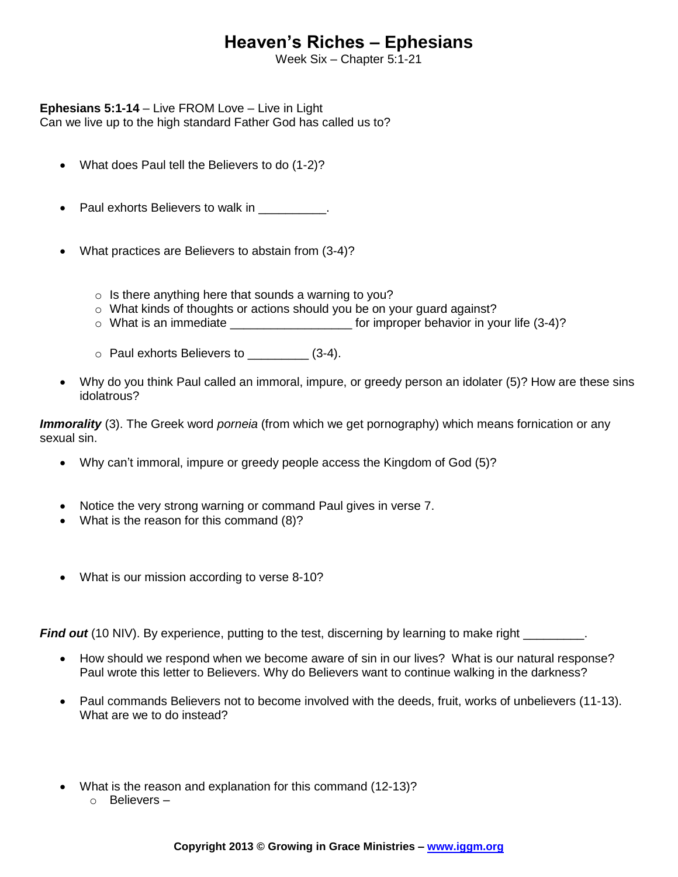# Heaven's Riches – Ephesians

Week Six – Chapter 5:1-21

**Ephesians 5:1-14** – Live FROM Love – Live in Light
Can we live up to the high standard Father God has called us to?

- What does Paul tell the Believers to do (1-2)?
- Paul exhorts Believers to walk in __________.
- What practices are Believers to abstain from (3-4)?
    - Is there anything here that sounds a warning to you?
    - What kinds of thoughts or actions should you be on your guard against?
    - What is an immediate __________________ for improper behavior in your life (3-4)?
    - Paul exhorts Believers to _________ (3-4).
- Why do you think Paul called an immoral, impure, or greedy person an idolater (5)? How are these sins idolatrous?

***Immorality*** (3). The Greek word *porneia* (from which we get pornography) which means fornication or any sexual sin.

- Why can't immoral, impure or greedy people access the Kingdom of God (5)?
- Notice the very strong warning or command Paul gives in verse 7.
- What is the reason for this command (8)?
- What is our mission according to verse 8-10?

***Find out*** (10 NIV). By experience, putting to the test, discerning by learning to make right _________.

- How should we respond when we become aware of sin in our lives? What is our natural response? Paul wrote this letter to Believers. Why do Believers want to continue walking in the darkness?
- Paul commands Believers not to become involved with the deeds, fruit, works of unbelievers (11-13). What are we to do instead?
- What is the reason and explanation for this command (12-13)?
    - Believers –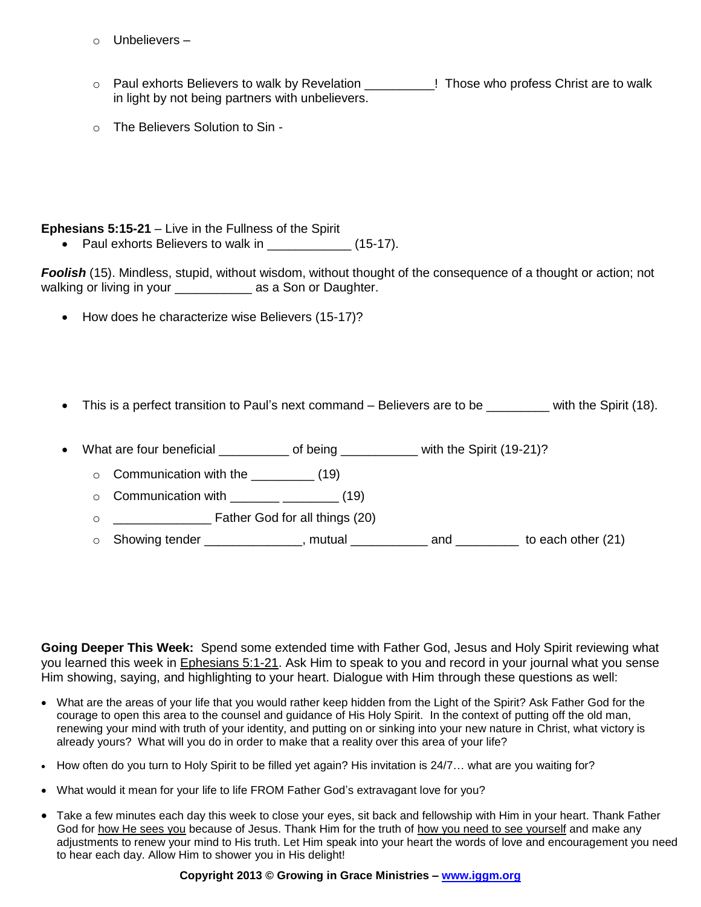- Unbelievers –

- Paul exhorts Believers to walk by Revelation __________! Those who profess Christ are to walk in light by not being partners with unbelievers.

- The Believers Solution to Sin -

**Ephesians 5:15-21** – Live in the Fullness of the Spirit

- Paul exhorts Believers to walk in ____________ (15-17).

***Foolish*** (15). Mindless, stupid, without wisdom, without thought of the consequence of a thought or action; not walking or living in your ___________ as a Son or Daughter.

- How does he characterize wise Believers (15-17)?

- This is a perfect transition to Paul's next command – Believers are to be _________ with the Spirit (18).

- What are four beneficial __________ of being ___________ with the Spirit (19-21)?
  - Communication with the _________ (19)
  - Communication with _______ ________ (19)
  - ______________ Father God for all things (20)
  - Showing tender ______________, mutual ___________ and _________ to each other (21)

**Going Deeper This Week:** Spend some extended time with Father God, Jesus and Holy Spirit reviewing what you learned this week in Ephesians 5:1-21. Ask Him to speak to you and record in your journal what you sense Him showing, saying, and highlighting to your heart. Dialogue with Him through these questions as well:

- What are the areas of your life that you would rather keep hidden from the Light of the Spirit? Ask Father God for the courage to open this area to the counsel and guidance of His Holy Spirit. In the context of putting off the old man, renewing your mind with truth of your identity, and putting on or sinking into your new nature in Christ, what victory is already yours? What will you do in order to make that a reality over this area of your life?
- How often do you turn to Holy Spirit to be filled yet again? His invitation is 24/7… what are you waiting for?
- What would it mean for your life to life FROM Father God's extravagant love for you?
- Take a few minutes each day this week to close your eyes, sit back and fellowship with Him in your heart. Thank Father God for how He sees you because of Jesus. Thank Him for the truth of how you need to see yourself and make any adjustments to renew your mind to His truth. Let Him speak into your heart the words of love and encouragement you need to hear each day. Allow Him to shower you in His delight!

**Copyright 2013 © Growing in Grace Ministries – www.iggm.org**